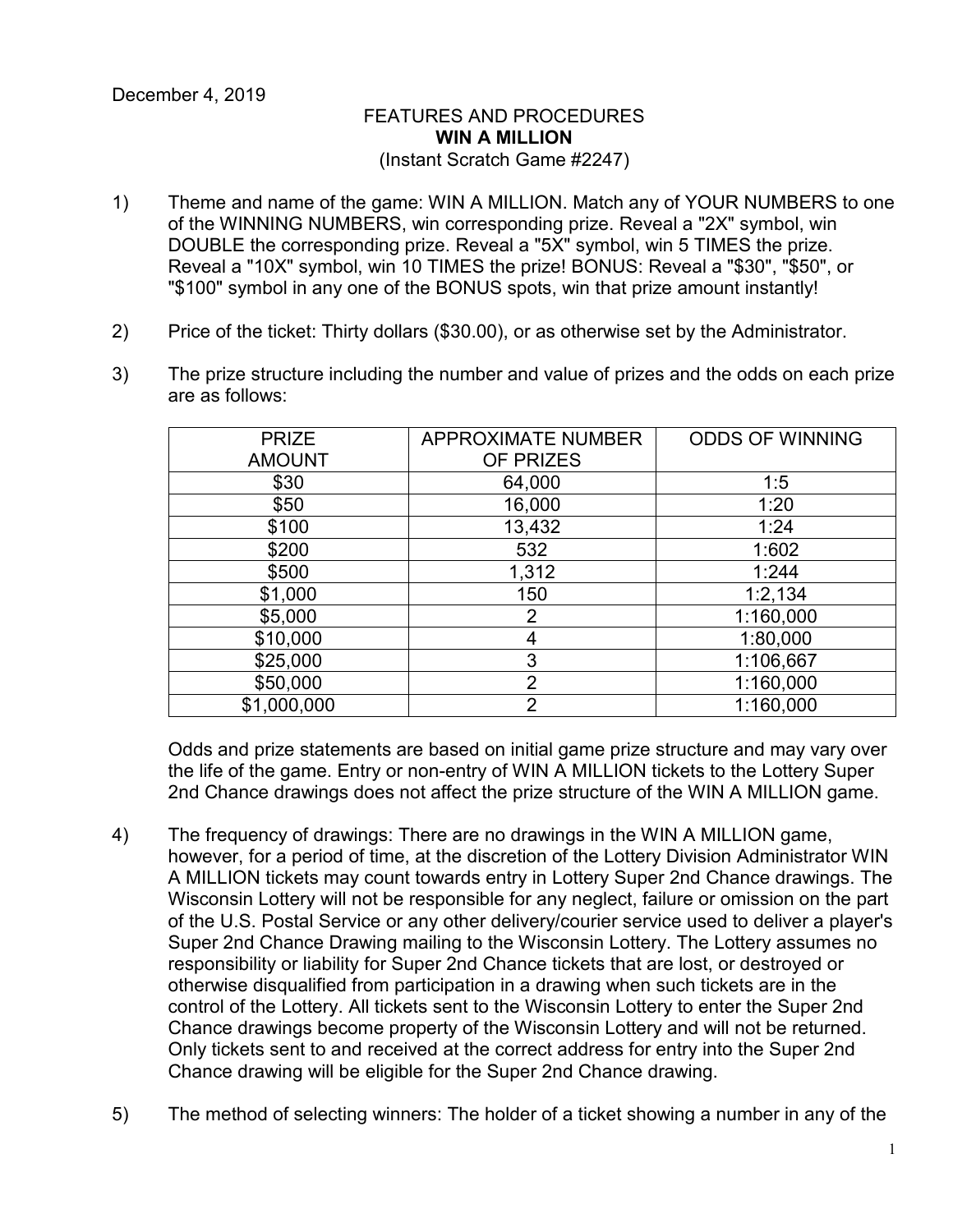December 4, 2019

FEATURES AND PROCEDURES

**WIN A MILLION**

(Instant Scratch Game #2247)

1) Theme and name of the game: WIN A MILLION. Match any of YOUR NUMBERS to one of the WINNING NUMBERS, win corresponding prize. Reveal a "2X" symbol, win DOUBLE the corresponding prize. Reveal a "5X" symbol, win 5 TIMES the prize. Reveal a "10X" symbol, win 10 TIMES the prize! BONUS: Reveal a "$30", "$50", or "$100" symbol in any one of the BONUS spots, win that prize amount instantly!

2) Price of the ticket: Thirty dollars ($30.00), or as otherwise set by the Administrator.

3) The prize structure including the number and value of prizes and the odds on each prize are as follows:

| PRIZE AMOUNT | APPROXIMATE NUMBER OF PRIZES | ODDS OF WINNING |
|---|---|---|
| $30 | 64,000 | 1:5 |
| $50 | 16,000 | 1:20 |
| $100 | 13,432 | 1:24 |
| $200 | 532 | 1:602 |
| $500 | 1,312 | 1:244 |
| $1,000 | 150 | 1:2,134 |
| $5,000 | 2 | 1:160,000 |
| $10,000 | 4 | 1:80,000 |
| $25,000 | 3 | 1:106,667 |
| $50,000 | 2 | 1:160,000 |
| $1,000,000 | 2 | 1:160,000 |

Odds and prize statements are based on initial game prize structure and may vary over the life of the game. Entry or non-entry of WIN A MILLION tickets to the Lottery Super 2nd Chance drawings does not affect the prize structure of the WIN A MILLION game.

4) The frequency of drawings: There are no drawings in the WIN A MILLION game, however, for a period of time, at the discretion of the Lottery Division Administrator WIN A MILLION tickets may count towards entry in Lottery Super 2nd Chance drawings. The Wisconsin Lottery will not be responsible for any neglect, failure or omission on the part of the U.S. Postal Service or any other delivery/courier service used to deliver a player's Super 2nd Chance Drawing mailing to the Wisconsin Lottery. The Lottery assumes no responsibility or liability for Super 2nd Chance tickets that are lost, or destroyed or otherwise disqualified from participation in a drawing when such tickets are in the control of the Lottery. All tickets sent to the Wisconsin Lottery to enter the Super 2nd Chance drawings become property of the Wisconsin Lottery and will not be returned. Only tickets sent to and received at the correct address for entry into the Super 2nd Chance drawing will be eligible for the Super 2nd Chance drawing.

5) The method of selecting winners: The holder of a ticket showing a number in any of the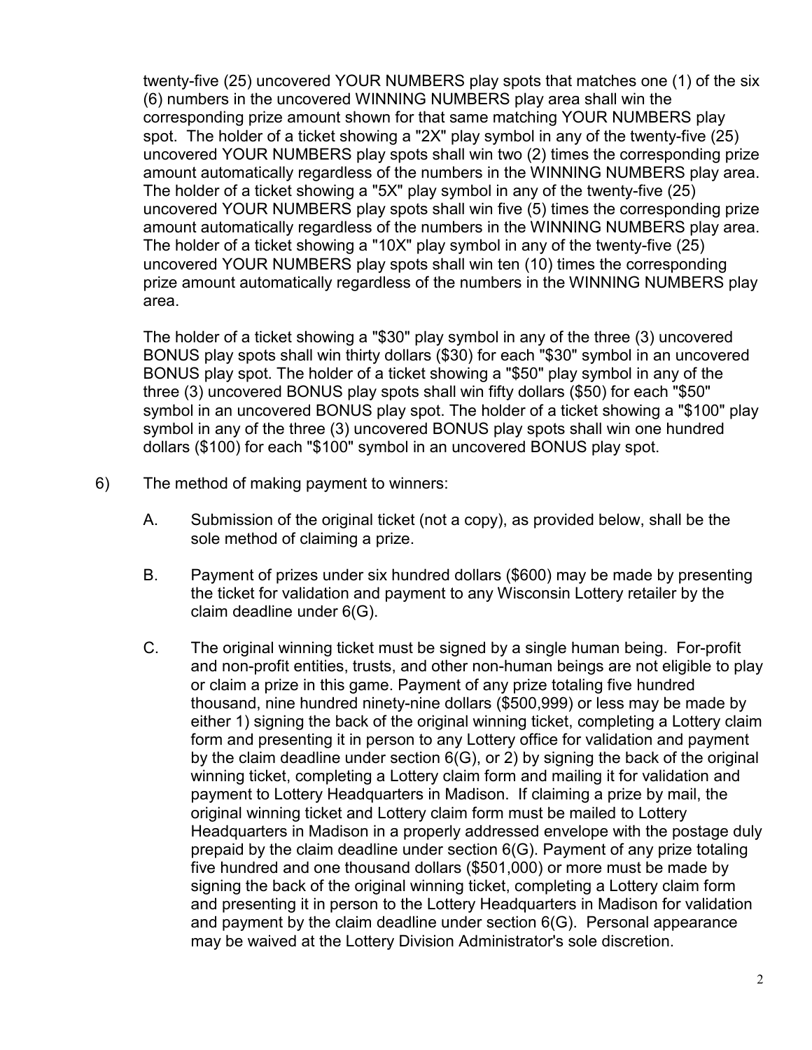twenty-five (25) uncovered YOUR NUMBERS play spots that matches one (1) of the six (6) numbers in the uncovered WINNING NUMBERS play area shall win the corresponding prize amount shown for that same matching YOUR NUMBERS play spot. The holder of a ticket showing a "2X" play symbol in any of the twenty-five (25) uncovered YOUR NUMBERS play spots shall win two (2) times the corresponding prize amount automatically regardless of the numbers in the WINNING NUMBERS play area. The holder of a ticket showing a "5X" play symbol in any of the twenty-five (25) uncovered YOUR NUMBERS play spots shall win five (5) times the corresponding prize amount automatically regardless of the numbers in the WINNING NUMBERS play area. The holder of a ticket showing a "10X" play symbol in any of the twenty-five (25) uncovered YOUR NUMBERS play spots shall win ten (10) times the corresponding prize amount automatically regardless of the numbers in the WINNING NUMBERS play area.

The holder of a ticket showing a "$30" play symbol in any of the three (3) uncovered BONUS play spots shall win thirty dollars ($30) for each "$30" symbol in an uncovered BONUS play spot. The holder of a ticket showing a "$50" play symbol in any of the three (3) uncovered BONUS play spots shall win fifty dollars ($50) for each "$50" symbol in an uncovered BONUS play spot. The holder of a ticket showing a "$100" play symbol in any of the three (3) uncovered BONUS play spots shall win one hundred dollars ($100) for each "$100" symbol in an uncovered BONUS play spot.

6) The method of making payment to winners:

A. Submission of the original ticket (not a copy), as provided below, shall be the sole method of claiming a prize.

B. Payment of prizes under six hundred dollars ($600) may be made by presenting the ticket for validation and payment to any Wisconsin Lottery retailer by the claim deadline under 6(G).

C. The original winning ticket must be signed by a single human being. For-profit and non-profit entities, trusts, and other non-human beings are not eligible to play or claim a prize in this game. Payment of any prize totaling five hundred thousand, nine hundred ninety-nine dollars ($500,999) or less may be made by either 1) signing the back of the original winning ticket, completing a Lottery claim form and presenting it in person to any Lottery office for validation and payment by the claim deadline under section 6(G), or 2) by signing the back of the original winning ticket, completing a Lottery claim form and mailing it for validation and payment to Lottery Headquarters in Madison. If claiming a prize by mail, the original winning ticket and Lottery claim form must be mailed to Lottery Headquarters in Madison in a properly addressed envelope with the postage duly prepaid by the claim deadline under section 6(G). Payment of any prize totaling five hundred and one thousand dollars ($501,000) or more must be made by signing the back of the original winning ticket, completing a Lottery claim form and presenting it in person to the Lottery Headquarters in Madison for validation and payment by the claim deadline under section 6(G). Personal appearance may be waived at the Lottery Division Administrator's sole discretion.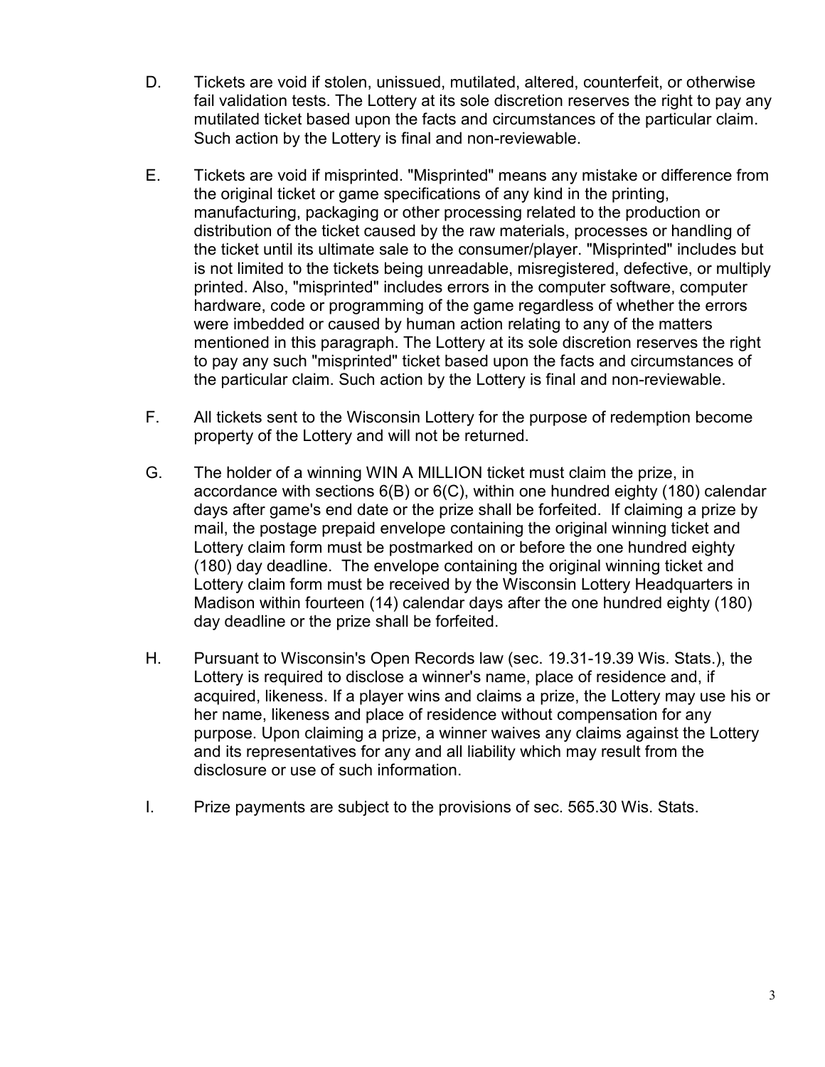D. Tickets are void if stolen, unissued, mutilated, altered, counterfeit, or otherwise fail validation tests. The Lottery at its sole discretion reserves the right to pay any mutilated ticket based upon the facts and circumstances of the particular claim. Such action by the Lottery is final and non-reviewable.

E. Tickets are void if misprinted. "Misprinted" means any mistake or difference from the original ticket or game specifications of any kind in the printing, manufacturing, packaging or other processing related to the production or distribution of the ticket caused by the raw materials, processes or handling of the ticket until its ultimate sale to the consumer/player. "Misprinted" includes but is not limited to the tickets being unreadable, misregistered, defective, or multiply printed. Also, "misprinted" includes errors in the computer software, computer hardware, code or programming of the game regardless of whether the errors were imbedded or caused by human action relating to any of the matters mentioned in this paragraph. The Lottery at its sole discretion reserves the right to pay any such "misprinted" ticket based upon the facts and circumstances of the particular claim. Such action by the Lottery is final and non-reviewable.

F. All tickets sent to the Wisconsin Lottery for the purpose of redemption become property of the Lottery and will not be returned.

G. The holder of a winning WIN A MILLION ticket must claim the prize, in accordance with sections 6(B) or 6(C), within one hundred eighty (180) calendar days after game's end date or the prize shall be forfeited. If claiming a prize by mail, the postage prepaid envelope containing the original winning ticket and Lottery claim form must be postmarked on or before the one hundred eighty (180) day deadline. The envelope containing the original winning ticket and Lottery claim form must be received by the Wisconsin Lottery Headquarters in Madison within fourteen (14) calendar days after the one hundred eighty (180) day deadline or the prize shall be forfeited.

H. Pursuant to Wisconsin's Open Records law (sec. 19.31-19.39 Wis. Stats.), the Lottery is required to disclose a winner's name, place of residence and, if acquired, likeness. If a player wins and claims a prize, the Lottery may use his or her name, likeness and place of residence without compensation for any purpose. Upon claiming a prize, a winner waives any claims against the Lottery and its representatives for any and all liability which may result from the disclosure or use of such information.

I. Prize payments are subject to the provisions of sec. 565.30 Wis. Stats.